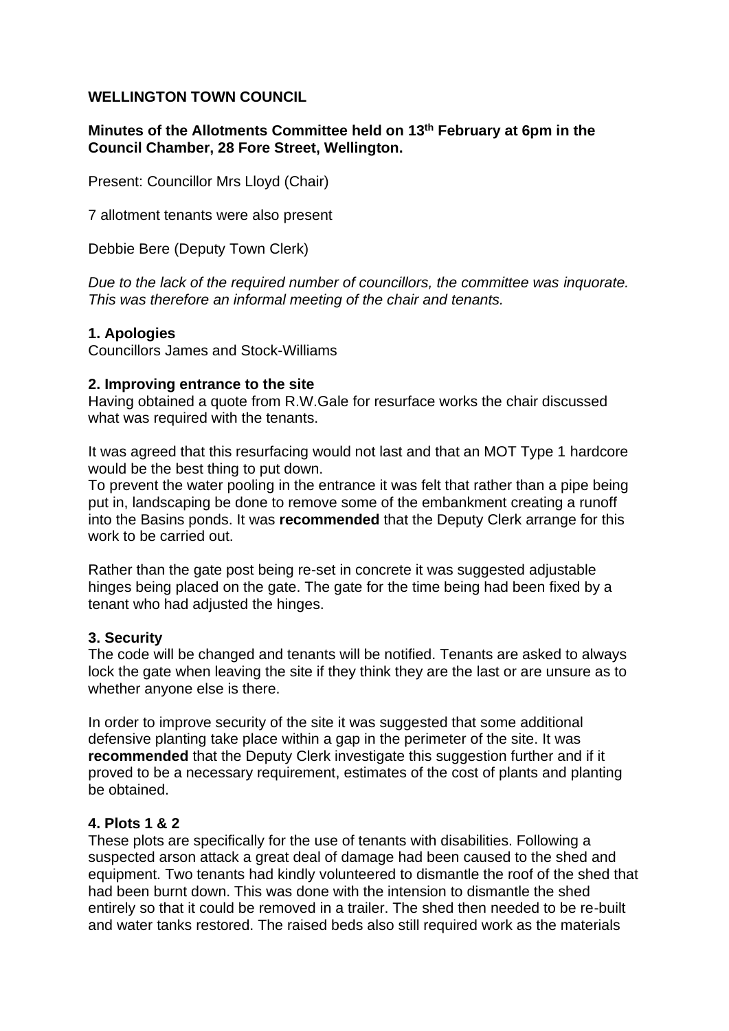**WELLINGTON TOWN COUNCIL**

**Minutes of the Allotments Committee held on 13th February at 6pm in the Council Chamber, 28 Fore Street, Wellington.**

Present: Councillor Mrs Lloyd (Chair)

7 allotment tenants were also present

Debbie Bere (Deputy Town Clerk)

*Due to the lack of the required number of councillors, the committee was inquorate. This was therefore an informal meeting of the chair and tenants.*

**1. Apologies**
Councillors James and Stock-Williams

**2. Improving entrance to the site**
Having obtained a quote from R.W.Gale for resurface works the chair discussed what was required with the tenants.

It was agreed that this resurfacing would not last and that an MOT Type 1 hardcore would be the best thing to put down.
To prevent the water pooling in the entrance it was felt that rather than a pipe being put in, landscaping be done to remove some of the embankment creating a runoff into the Basins ponds. It was **recommended** that the Deputy Clerk arrange for this work to be carried out.

Rather than the gate post being re-set in concrete it was suggested adjustable hinges being placed on the gate. The gate for the time being had been fixed by a tenant who had adjusted the hinges.

**3. Security**
The code will be changed and tenants will be notified. Tenants are asked to always lock the gate when leaving the site if they think they are the last or are unsure as to whether anyone else is there.

In order to improve security of the site it was suggested that some additional defensive planting take place within a gap in the perimeter of the site. It was **recommended** that the Deputy Clerk investigate this suggestion further and if it proved to be a necessary requirement, estimates of the cost of plants and planting be obtained.

**4. Plots 1 & 2**
These plots are specifically for the use of tenants with disabilities. Following a suspected arson attack a great deal of damage had been caused to the shed and equipment. Two tenants had kindly volunteered to dismantle the roof of the shed that had been burnt down. This was done with the intension to dismantle the shed entirely so that it could be removed in a trailer. The shed then needed to be re-built and water tanks restored. The raised beds also still required work as the materials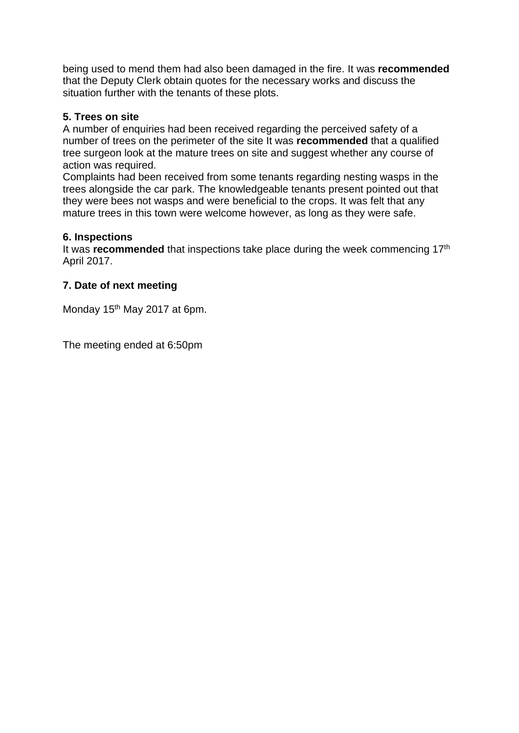being used to mend them had also been damaged in the fire. It was **recommended** that the Deputy Clerk obtain quotes for the necessary works and discuss the situation further with the tenants of these plots.

**5. Trees on site**

A number of enquiries had been received regarding the perceived safety of a number of trees on the perimeter of the site It was **recommended** that a qualified tree surgeon look at the mature trees on site and suggest whether any course of action was required.

Complaints had been received from some tenants regarding nesting wasps in the trees alongside the car park. The knowledgeable tenants present pointed out that they were bees not wasps and were beneficial to the crops. It was felt that any mature trees in this town were welcome however, as long as they were safe.

**6. Inspections**

It was **recommended** that inspections take place during the week commencing 17th April 2017.

**7. Date of next meeting**

Monday 15th May 2017 at 6pm.

The meeting ended at 6:50pm